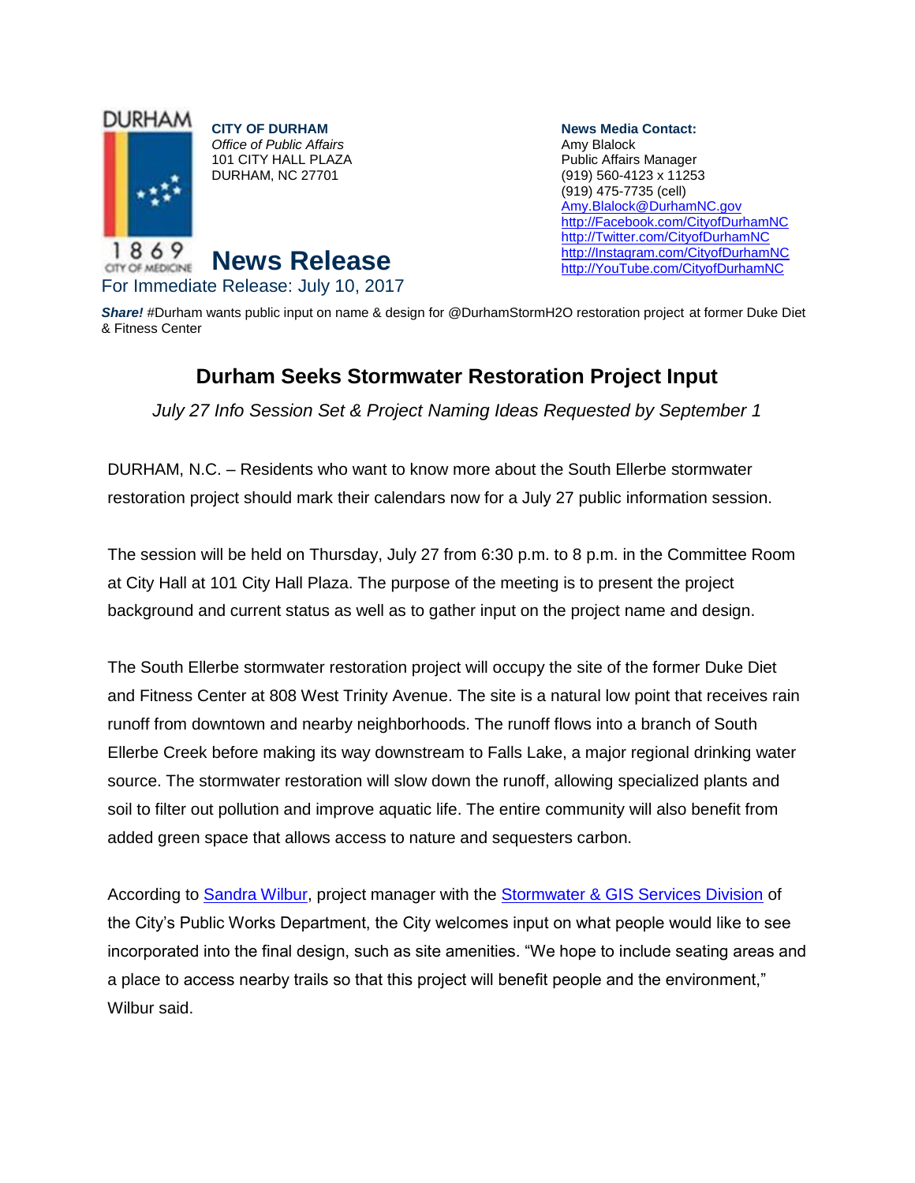DURHAM

1869
CITY OF MEDICINE

**CITY OF DURHAM**
*Office of Public Affairs*
101 CITY HALL PLAZA
DURHAM, NC 27701

**News Media Contact:**
Amy Blalock
Public Affairs Manager
(919) 560-4123 x 11253
(919) 475-7735 (cell)
[Amy.Blalock@DurhamNC.gov](mailto:Amy.Blalock@DurhamNC.gov)
[http://Facebook.com/CityofDurhamNC](http://Facebook.com/CityofDurhamNC)
[http://Twitter.com/CityofDurhamNC](http://Twitter.com/CityofDurhamNC)
[http://Instagram.com/CityofDurhamNC](http://Instagram.com/CityofDurhamNC)
[http://YouTube.com/CityofDurhamNC](http://YouTube.com/CityofDurhamNC)

# News Release

For Immediate Release: July 10, 2017

***Share!*** #Durham wants public input on name & design for @DurhamStormH2O restoration project at former Duke Diet & Fitness Center

## Durham Seeks Stormwater Restoration Project Input

*July 27 Info Session Set & Project Naming Ideas Requested by September 1*

DURHAM, N.C. – Residents who want to know more about the South Ellerbe stormwater restoration project should mark their calendars now for a July 27 public information session.

The session will be held on Thursday, July 27 from 6:30 p.m. to 8 p.m. in the Committee Room at City Hall at 101 City Hall Plaza. The purpose of the meeting is to present the project background and current status as well as to gather input on the project name and design.

The South Ellerbe stormwater restoration project will occupy the site of the former Duke Diet and Fitness Center at 808 West Trinity Avenue. The site is a natural low point that receives rain runoff from downtown and nearby neighborhoods. The runoff flows into a branch of South Ellerbe Creek before making its way downstream to Falls Lake, a major regional drinking water source. The stormwater restoration will slow down the runoff, allowing specialized plants and soil to filter out pollution and improve aquatic life. The entire community will also benefit from added green space that allows access to nature and sequesters carbon.

According to Sandra Wilbur, project manager with the Stormwater & GIS Services Division of the City's Public Works Department, the City welcomes input on what people would like to see incorporated into the final design, such as site amenities. "We hope to include seating areas and a place to access nearby trails so that this project will benefit people and the environment," Wilbur said.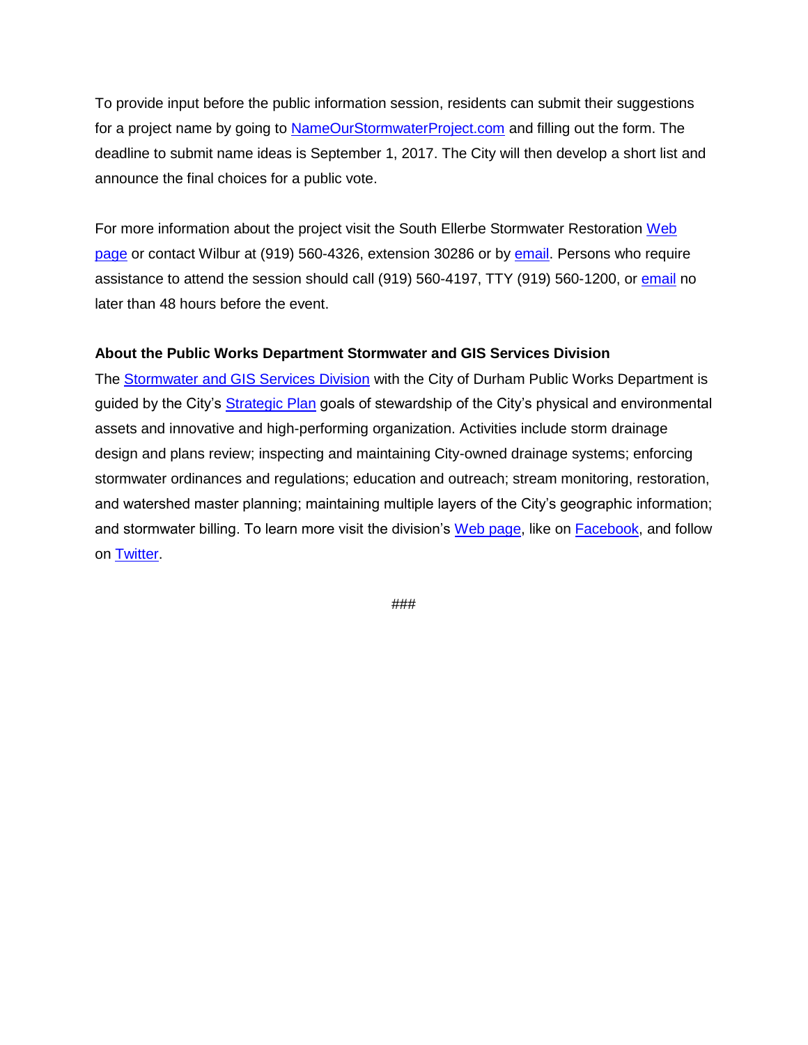To provide input before the public information session, residents can submit their suggestions for a project name by going to NameOurStormwaterProject.com and filling out the form. The deadline to submit name ideas is September 1, 2017. The City will then develop a short list and announce the final choices for a public vote.

For more information about the project visit the South Ellerbe Stormwater Restoration Web page or contact Wilbur at (919) 560-4326, extension 30286 or by email. Persons who require assistance to attend the session should call (919) 560-4197, TTY (919) 560-1200, or email no later than 48 hours before the event.

**About the Public Works Department Stormwater and GIS Services Division**

The Stormwater and GIS Services Division with the City of Durham Public Works Department is guided by the City's Strategic Plan goals of stewardship of the City's physical and environmental assets and innovative and high-performing organization. Activities include storm drainage design and plans review; inspecting and maintaining City-owned drainage systems; enforcing stormwater ordinances and regulations; education and outreach; stream monitoring, restoration, and watershed master planning; maintaining multiple layers of the City's geographic information; and stormwater billing. To learn more visit the division's Web page, like on Facebook, and follow on Twitter.

###